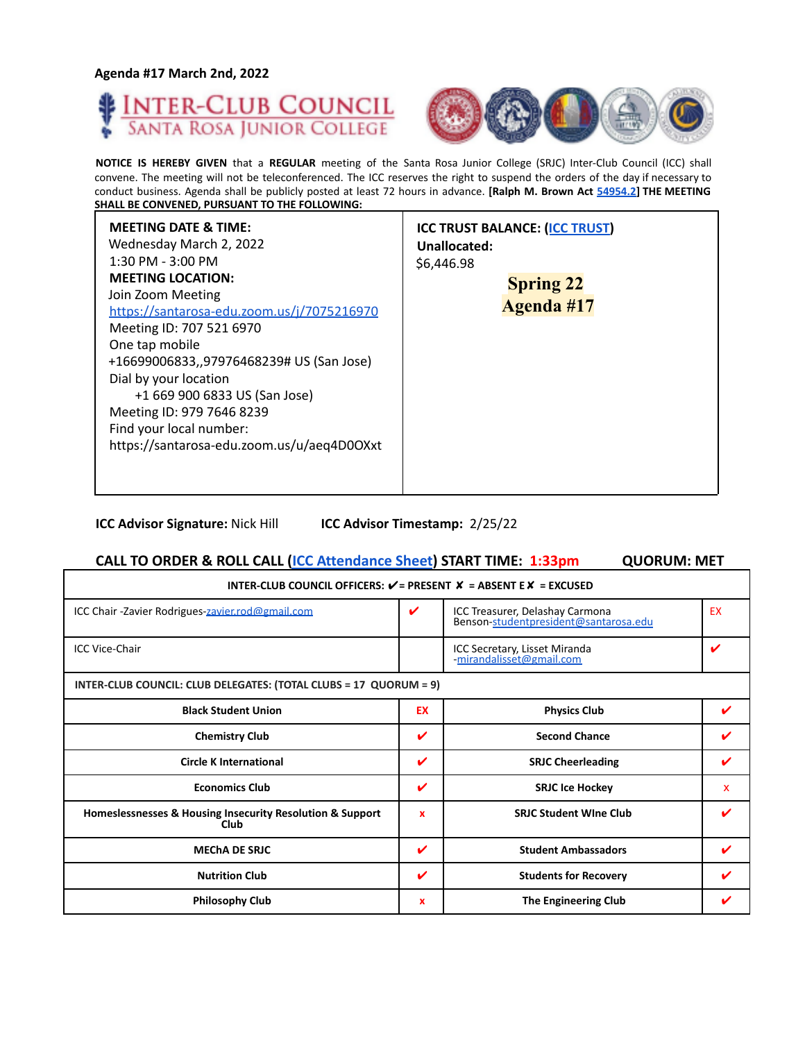Agenda #17 March 2nd, 2022

# INTER-CLUB COUNCIL
## SANTA ROSA JUNIOR COLLEGE

**NOTICE IS HEREBY GIVEN** that a **REGULAR** meeting of the Santa Rosa Junior College (SRJC) Inter-Club Council (ICC) shall convene. The meeting will not be teleconferenced. The ICC reserves the right to suspend the orders of the day if necessary to conduct business. Agenda shall be publicly posted at least 72 hours in advance. **[Ralph M. Brown Act 54954.2] THE MEETING SHALL BE CONVENED, PURSUANT TO THE FOLLOWING:**

| **MEETING DATE & TIME:**<br>Wednesday March 2, 2022<br>1:30 PM - 3:00 PM<br>**MEETING LOCATION:**<br>Join Zoom Meeting<br>https://santarosa-edu.zoom.us/j/7075216970<br>Meeting ID: 707 521 6970<br>One tap mobile<br>+16699006833,,97976468239# US (San Jose)<br>Dial by your location<br>+1 669 900 6833 US (San Jose)<br>Meeting ID: 979 7646 8239<br>Find your local number:<br>https://santarosa-edu.zoom.us/u/aeq4D0OXxt | **ICC TRUST BALANCE: (ICC TRUST)**<br>**Unallocated:**<br>$6,446.98<br>**Spring 22**<br>**Agenda #17** |
|---|---|

**ICC Advisor Signature:** Nick Hill **ICC Advisor Timestamp:** 2/25/22

**CALL TO ORDER & ROLL CALL (ICC Attendance Sheet) START TIME: 1:33pm QUORUM: MET**

| **INTER-CLUB COUNCIL OFFICERS: ✔ = PRESENT ✘ = ABSENT E✘ = EXCUSED** | | | |
|---|---|---|---|
| ICC Chair -Zavier Rodrigues-zavier.rod@gmail.com | ✔ | ICC Treasurer, Delashay Carmona Benson-studentpresident@santarosa.edu | EX |
| ICC Vice-Chair | | ICC Secretary, Lisset Miranda -mirandalisset@gmail.com | ✔ |
| **INTER-CLUB COUNCIL: CLUB DELEGATES: (TOTAL CLUBS = 17 QUORUM = 9)** | | | |
| **Black Student Union** | EX | **Physics Club** | ✔ |
| **Chemistry Club** | ✔ | **Second Chance** | ✔ |
| **Circle K International** | ✔ | **SRJC Cheerleading** | ✔ |
| **Economics Club** | ✔ | **SRJC Ice Hockey** | x |
| **Homelessnesses & Housing Insecurity Resolution & Support Club** | x | **SRJC Student WIne Club** | ✔ |
| **MEChA DE SRJC** | ✔ | **Student Ambassadors** | ✔ |
| **Nutrition Club** | ✔ | **Students for Recovery** | ✔ |
| **Philosophy Club** | x | **The Engineering Club** | ✔ |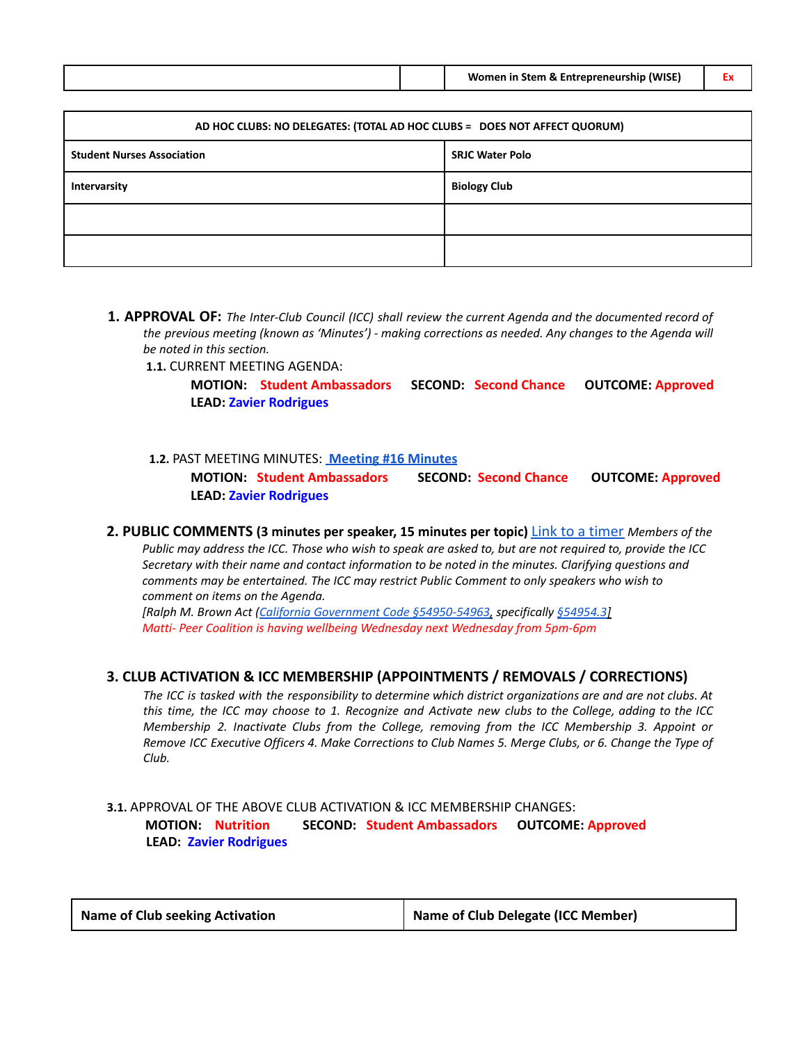|  |  | Women in Stem & Entrepreneurship (WISE) | Ex |
| --- | --- | --- | --- |

| AD HOC CLUBS: NO DELEGATES: (TOTAL AD HOC CLUBS = DOES NOT AFFECT QUORUM) | |
| --- | --- |
| Student Nurses Association | SRJC Water Polo |
| Intervarsity | Biology Club |
|  |  |
|  |  |

1. **APPROVAL OF:** *The Inter-Club Council (ICC) shall review the current Agenda and the documented record of the previous meeting (known as 'Minutes') - making corrections as needed. Any changes to the Agenda will be noted in this section.*

   **1.1.** CURRENT MEETING AGENDA:

   **MOTION:** **Student Ambassadors** **SECOND:** **Second Chance** **OUTCOME:** **Approved**
   **LEAD:** **Zavier Rodrigues**

   **1.2.** PAST MEETING MINUTES: **Meeting #16 Minutes**

   **MOTION:** **Student Ambassadors** **SECOND:** **Second Chance** **OUTCOME:** **Approved**
   **LEAD:** **Zavier Rodrigues**

2. **PUBLIC COMMENTS (3 minutes per speaker, 15 minutes per topic)** Link to a timer *Members of the Public may address the ICC. Those who wish to speak are asked to, but are not required to, provide the ICC Secretary with their name and contact information to be noted in the minutes. Clarifying questions and comments may be entertained. The ICC may restrict Public Comment to only speakers who wish to comment on items on the Agenda.*
   *[Ralph M. Brown Act (California Government Code §54950-54963, specifically §54954.3]*
   *Matti- Peer Coalition is having wellbeing Wednesday next Wednesday from 5pm-6pm*

3. **CLUB ACTIVATION & ICC MEMBERSHIP (APPOINTMENTS / REMOVALS / CORRECTIONS)**
   *The ICC is tasked with the responsibility to determine which district organizations are and are not clubs. At this time, the ICC may choose to 1. Recognize and Activate new clubs to the College, adding to the ICC Membership 2. Inactivate Clubs from the College, removing from the ICC Membership 3. Appoint or Remove ICC Executive Officers 4. Make Corrections to Club Names 5. Merge Clubs, or 6. Change the Type of Club.*

**3.1.** APPROVAL OF THE ABOVE CLUB ACTIVATION & ICC MEMBERSHIP CHANGES:

**MOTION:** **Nutrition** **SECOND:** **Student Ambassadors** **OUTCOME:** **Approved**
**LEAD:** **Zavier Rodrigues**

| Name of Club seeking Activation | Name of Club Delegate (ICC Member) |
| --- | --- |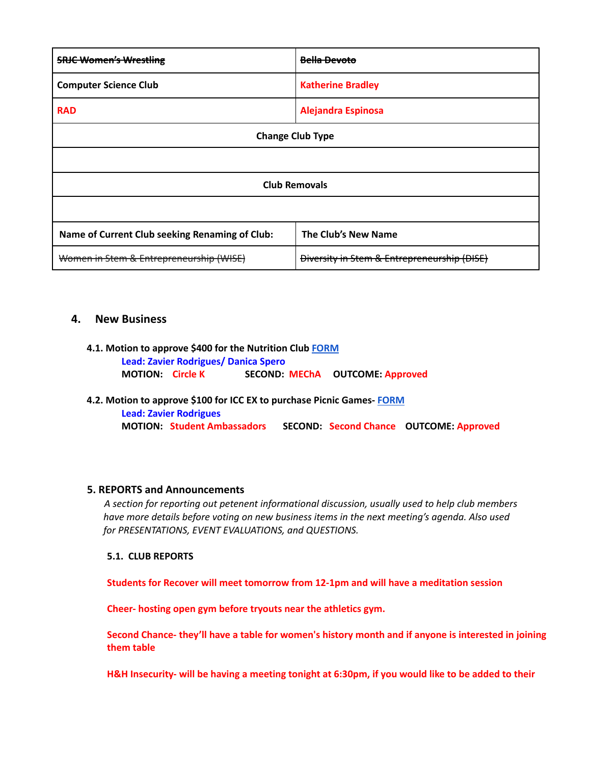| ~~SRJC Women's Wrestling~~ | ~~Bella Devoto~~ |
|---|---|
| Computer Science Club | Katherine Bradley |
| RAD | Alejandra Espinosa |
| **Change Club Type** | |
| | |
| **Club Removals** | |
| | |
| **Name of Current Club seeking Renaming of Club:** | **The Club's New Name** |
| ~~Women in Stem & Entrepreneurship (WISE)~~ | ~~Diversity in Stem & Entrepreneurship (DISE)~~ |

## 4. New Business

**4.1. Motion to approve $400 for the Nutrition Club [FORM]**

**Lead: Zavier Rodrigues/ Danica Spero**

**MOTION:** Circle K **SECOND:** MEChA **OUTCOME:** Approved

**4.2. Motion to approve $100 for ICC EX to purchase Picnic Games- [FORM]**

**Lead: Zavier Rodrigues**

**MOTION:** Student Ambassadors **SECOND:** Second Chance **OUTCOME:** Approved

## 5. REPORTS and Announcements

*A section for reporting out petenent informational discussion, usually used to help club members have more details before voting on new business items in the next meeting's agenda. Also used for PRESENTATIONS, EVENT EVALUATIONS, and QUESTIONS.*

### 5.1. CLUB REPORTS

**Students for Recover will meet tomorrow from 12-1pm and will have a meditation session**

**Cheer- hosting open gym before tryouts near the athletics gym.**

**Second Chance- they'll have a table for women's history month and if anyone is interested in joining them table**

**H&H Insecurity- will be having a meeting tonight at 6:30pm, if you would like to be added to their**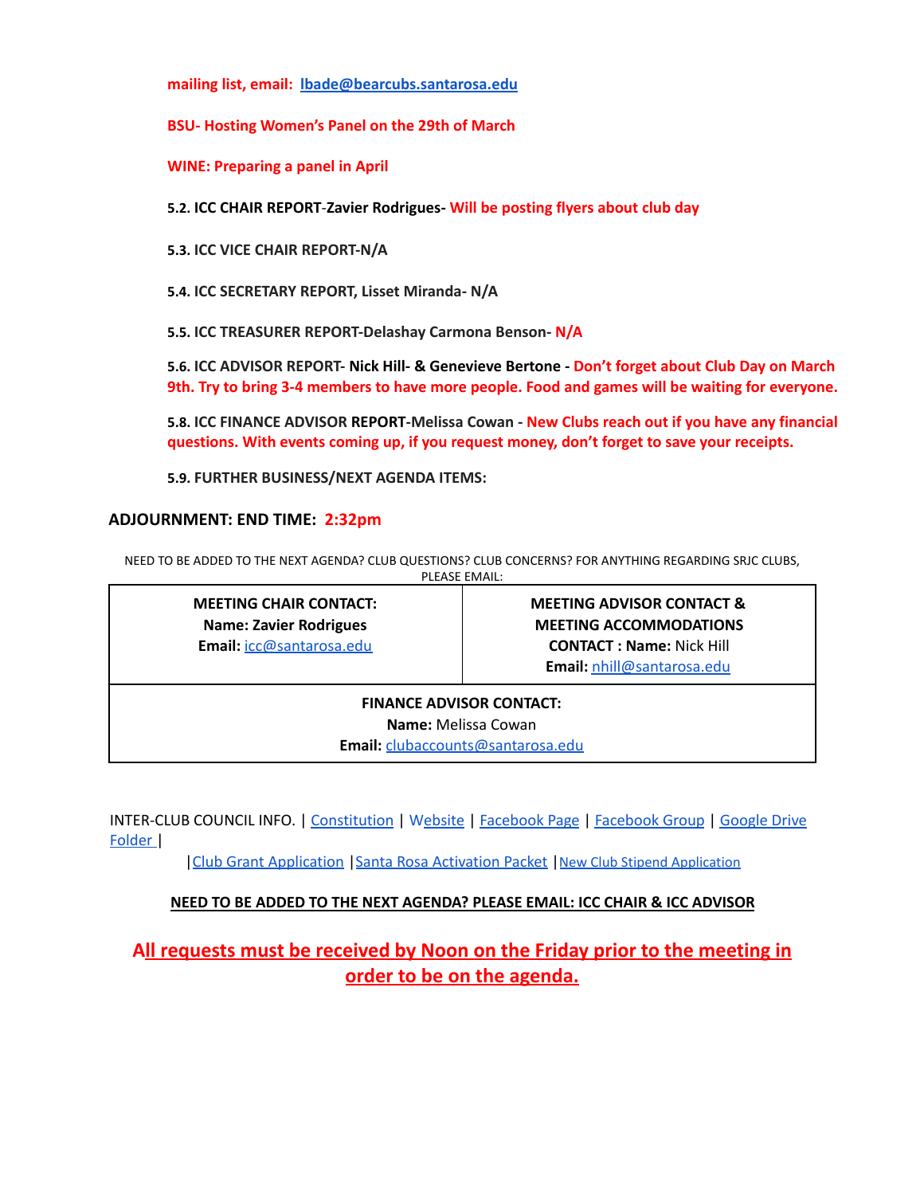**mailing list, email: [lbade@bearcubs.santarosa.edu](mailto:lbade@bearcubs.santarosa.edu)**

**BSU- Hosting Women's Panel on the 29th of March**

**WINE: Preparing a panel in April**

**5.2. ICC CHAIR REPORT-Zavier Rodrigues- Will be posting flyers about club day**

**5.3. ICC VICE CHAIR REPORT-N/A**

**5.4. ICC SECRETARY REPORT, Lisset Miranda- N/A**

**5.5. ICC TREASURER REPORT-Delashay Carmona Benson- N/A**

**5.6. ICC ADVISOR REPORT- Nick Hill- & Genevieve Bertone - Don't forget about Club Day on March 9th. Try to bring 3-4 members to have more people. Food and games will be waiting for everyone.**

**5.8. ICC FINANCE ADVISOR REPORT-Melissa Cowan - New Clubs reach out if you have any financial questions. With events coming up, if you request money, don't forget to save your receipts.**

**5.9. FURTHER BUSINESS/NEXT AGENDA ITEMS:**

### ADJOURNMENT: END TIME: 2:32pm

NEED TO BE ADDED TO THE NEXT AGENDA? CLUB QUESTIONS? CLUB CONCERNS? FOR ANYTHING REGARDING SRJC CLUBS, PLEASE EMAIL:

| | |
|---|---|
| **MEETING CHAIR CONTACT:**<br>**Name: Zavier Rodrigues**<br>**Email:** [icc@santarosa.edu](mailto:icc@santarosa.edu) | **MEETING ADVISOR CONTACT & MEETING ACCOMMODATIONS CONTACT : Name:** Nick Hill<br>**Email:** [nhill@santarosa.edu](mailto:nhill@santarosa.edu) |
| **FINANCE ADVISOR CONTACT:**<br>**Name:** Melissa Cowan<br>**Email:** [clubaccounts@santarosa.edu](mailto:clubaccounts@santarosa.edu) | |

INTER-CLUB COUNCIL INFO. | Constitution | Website | Facebook Page | Facebook Group | Google Drive Folder |

|Club Grant Application |Santa Rosa Activation Packet |New Club Stipend Application

**NEED TO BE ADDED TO THE NEXT AGENDA? PLEASE EMAIL: ICC CHAIR & ICC ADVISOR**

**All requests must be received by Noon on the Friday prior to the meeting in order to be on the agenda.**